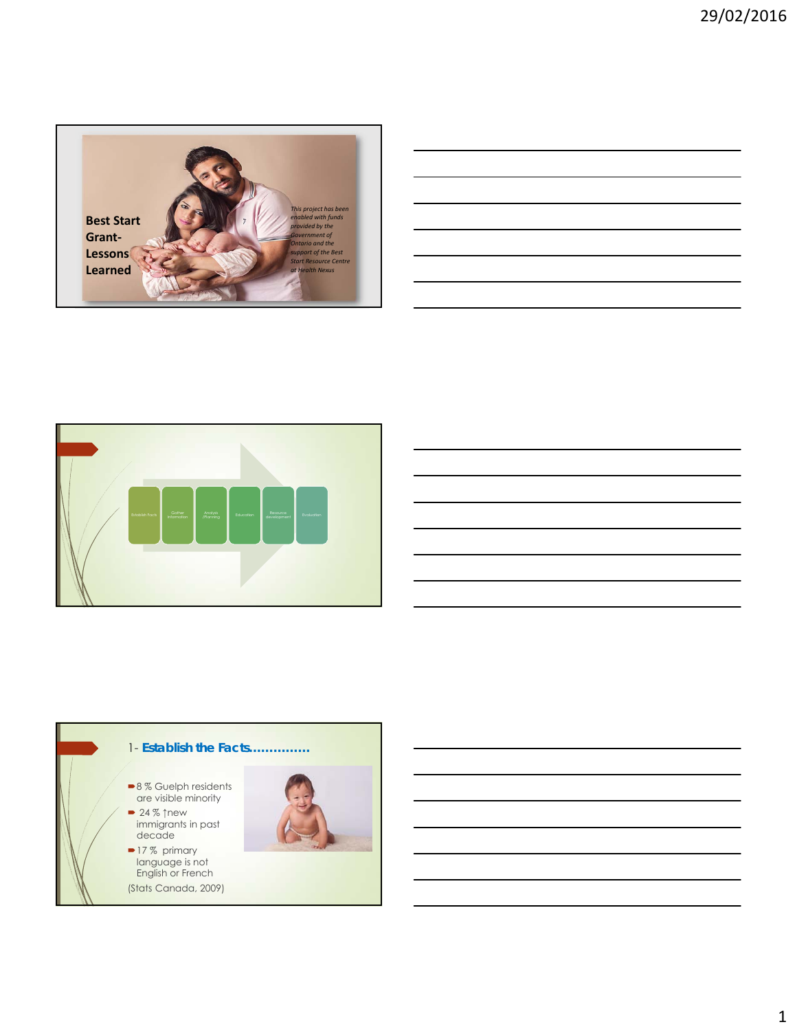## Best Start Grant- Lessons Learned

*This project has been enabled with funds provided by the Government of Ontario and the support of the Best Start Resource Centre at Health Nexus*

---

Establish Facts → Gather Information → Analysis /Planning → Education → Resource development → Evaluation

---

## 1- Establish the Facts..............

- 8 % Guelph residents are visible minority
- 24 % ↑new immigrants in past decade
- 17 % primary language is not English or French

(Stats Canada, 2009)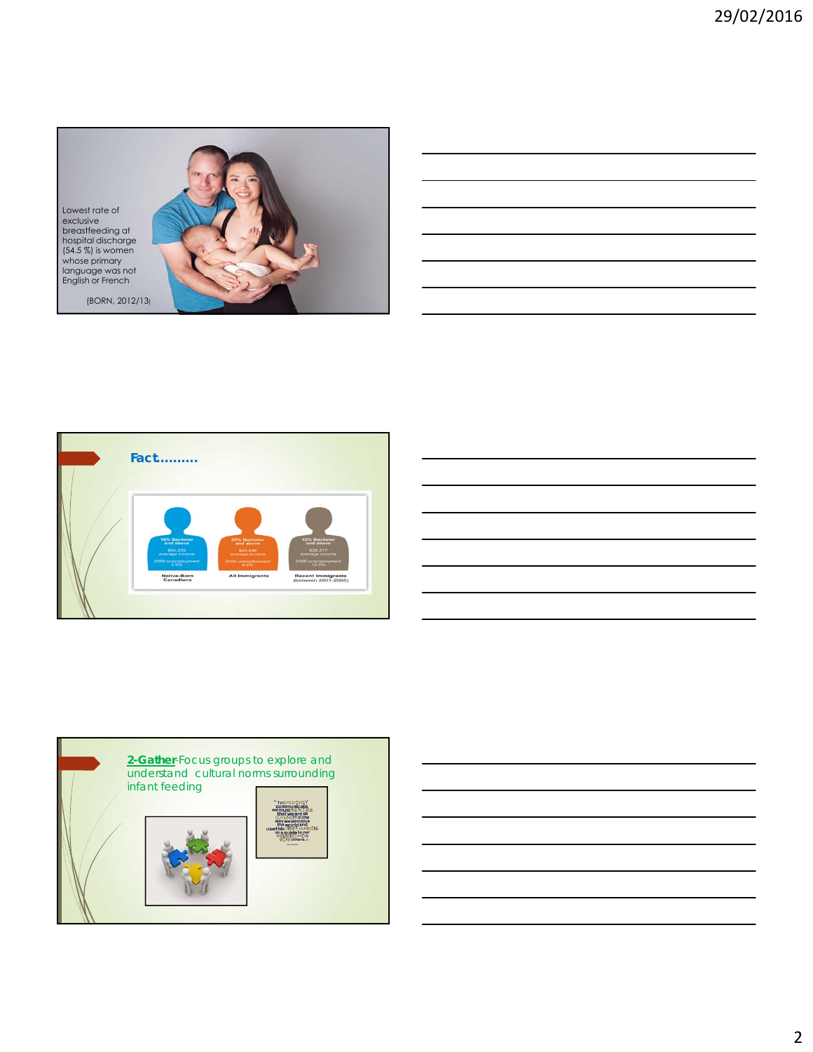Lowest rate of exclusive breastfeeding at hospital discharge (54.5 %) is women whose primary language was not English or French

(BORN, 2012/13)

## Fact………

| Native-Born Canadians | All Immigrants | Recent Immigrants (between 2001-2006) |
|---|---|---|
| 16% Bachelor and above | 25% Bachelor and above | 42% Bachelor and above |
| $64,259 average income | $45,458 average income | $28,217 average income |
| 2006 unemployment 3.5% | 2006 unemployment 6.6% | 2006 unemployment 12.0% |

**2-Gather**-Focus groups to explore and understand cultural norms surrounding infant feeding

"To effectively communicate, we must realize that we are all different in the way we perceive the world and use this understanding as a guide to our communication with others."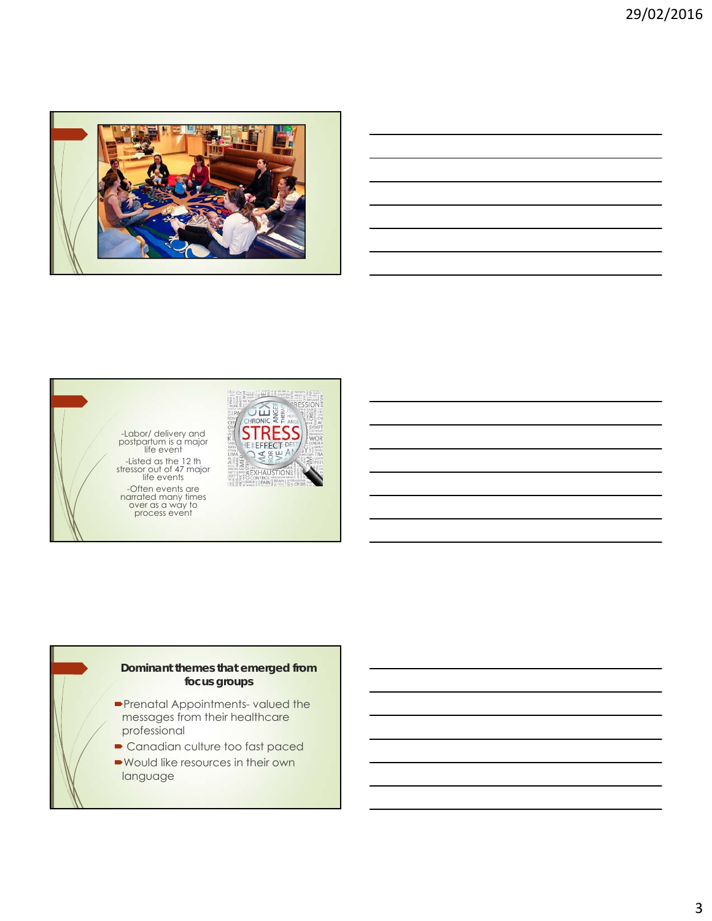-Labor/ delivery and postpartum is a major life event

-Listed as the 12 th stressor out of 47 major life events

-Often events are narrated many times over as a way to process event

**Dominant themes that emerged from focus groups**

- Prenatal Appointments- valued the messages from their healthcare professional
- Canadian culture too fast paced
- Would like resources in their own language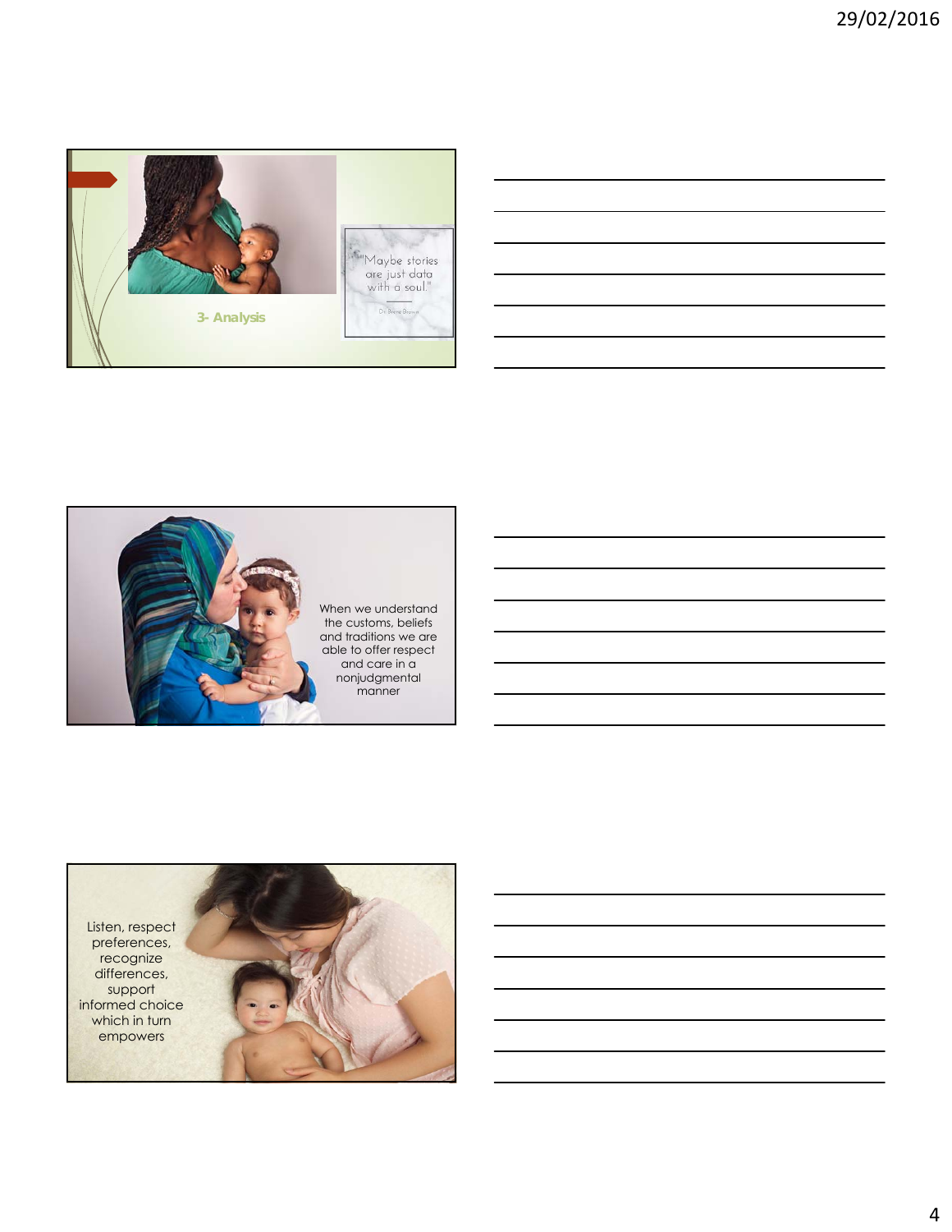3- Analysis

"Maybe stories are just data with a soul."

Dr Brene Brown

When we understand the customs, beliefs and traditions we are able to offer respect and care in a nonjudgmental manner

Listen, respect preferences, recognize differences, support informed choice which in turn empowers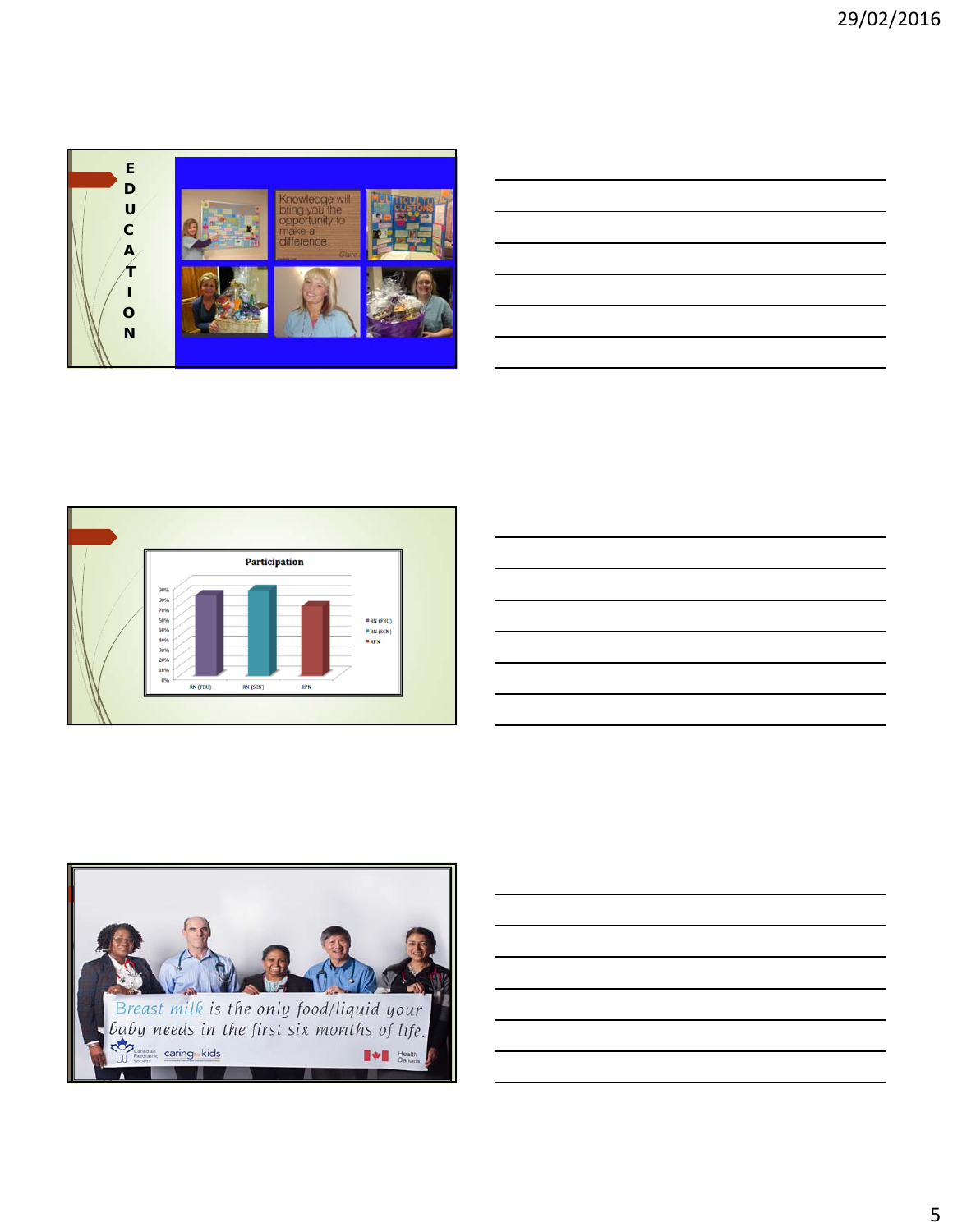E
D
U
C
A
T
I
O
N

Knowledge will bring you the opportunity to make a difference.

MULTICULTURAL CUSTOMS

**Participation**

RN (FBU) RN (SCN) RPN

Breast milk is the only food/liquid your baby needs in the first six months of life.

Canadian Paediatric Society caring for kids Health Canada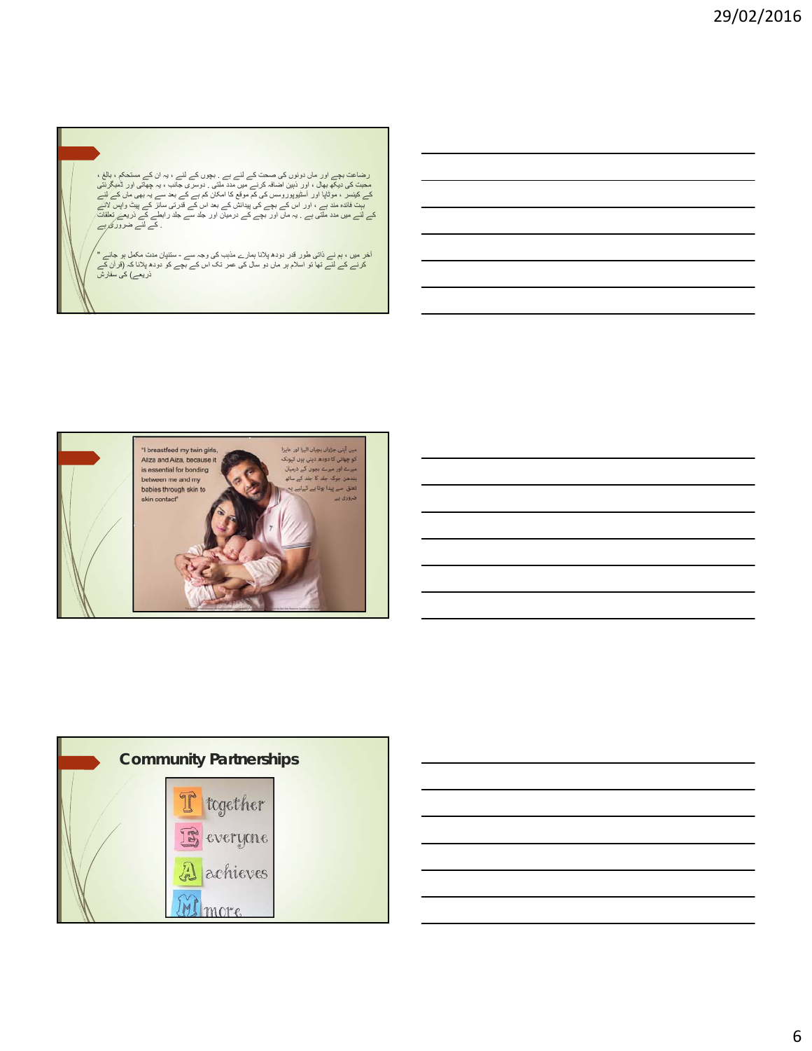رضاعت بچے اور ماں دونوں کی صحت کے لئے ہے ۔ بچوں کے لئے ، یہ ان کے مستحکم ، بالغ ، محبت کی دیکھ بھال ، اور ذہین اضافہ کرنے میں مدد ملتی ۔ دوسری جانب ، یہ چھاتی اور ڈمبگرنتی کے کینسر ، موٹاپا اور آسٹیوپوروسس کی کم موقع کا امکان کم ہے کے بعد سے یہ بھی ماں کے لئے بہت فائدہ مند ہے ، اور اس کے بچے کی پیدائش کے بعد اس کے قدرتی ساز کے پیٹ واپس لانے کے لئے میں مدد ملتی ہے ۔ یہ ماں اور بچے کے درمیان اور جلد سے جلد رابطے کے ذریعے تعلقات ۔ کے لئے ضروری ہے

آخر میں ، ہم نے ذاتی طور قدر دودھ پلانا ہمارے مذہب کی وجہ سے - ستنپان مدت مکمل ہو جائے " کرنے کے لئے تھا تو اسلام ہر ماں دو سال کی عمر تک اس کے بچے کو دودھ پلانا کہ (قرآن کے ذریعے) کی سفارش

"I breastfeed my twin girls, Aliza and Aiza, because it is essential for bonding between me and my babies through skin to skin contact"

میں اپنی جڑواں بچیاں الیزا اور عایزا کو چھاتی کا دودھ دیتی ہوں کیونکہ میرے اور میرے بچوں کے درمیان بندھن جوکہ جلد کا جلد کے ساتھ تعلق سے پیدا ہوتا ہے کےلیے یہ ضروری ہے

## Community Partnerships

- **T** together
- **E** everyone
- **A** achieves
- **M** more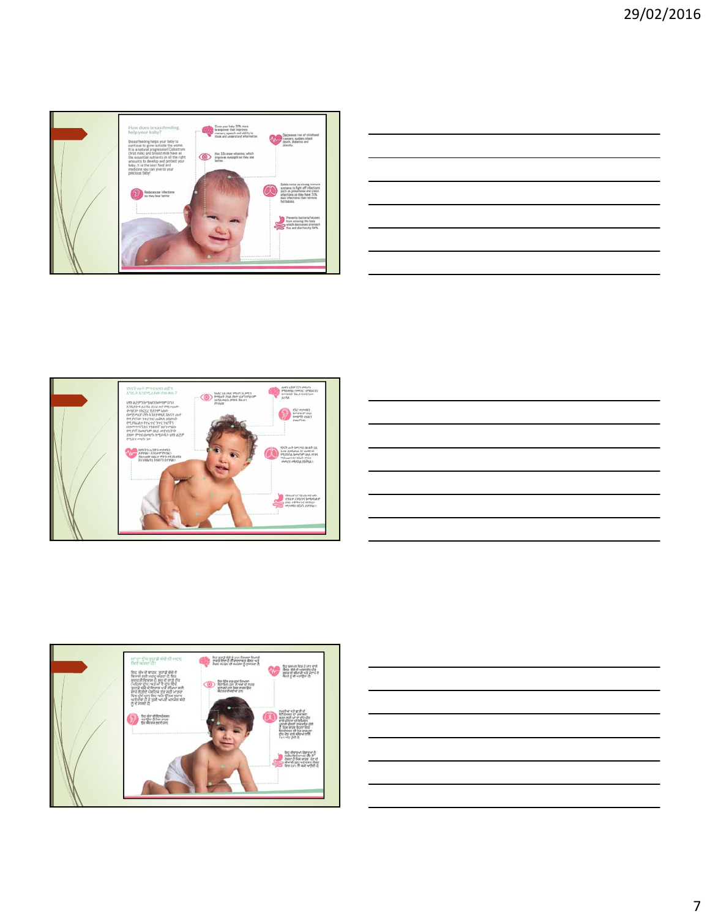How does breastfeeding help your baby?

Breastfeeding helps your baby to continue to grow outside the womb. It is a natural progression! Colostrum (first milk) and breast milk have all the essential nutrients in all the right amounts to develop and protect your baby. It is the best food and medicine you can give to your precious baby!

Gives your baby 30% more brainpower that improves memory, speech and ability to think and understand information.

Decreases risk of childhood cancers, sudden infant death, diabetes and obesity.

Has 10x more vitamins, which improves eyesight so they see better.

Reduces ear infections so they hear better.

Builds twice as strong immune systems to fight off infections such as pneumonia and chest infections so they have 71% less infections than formula fed babies.

Prevents bacteria/viruses from entering the body which decreases stomach flus and diarrhea by 64%.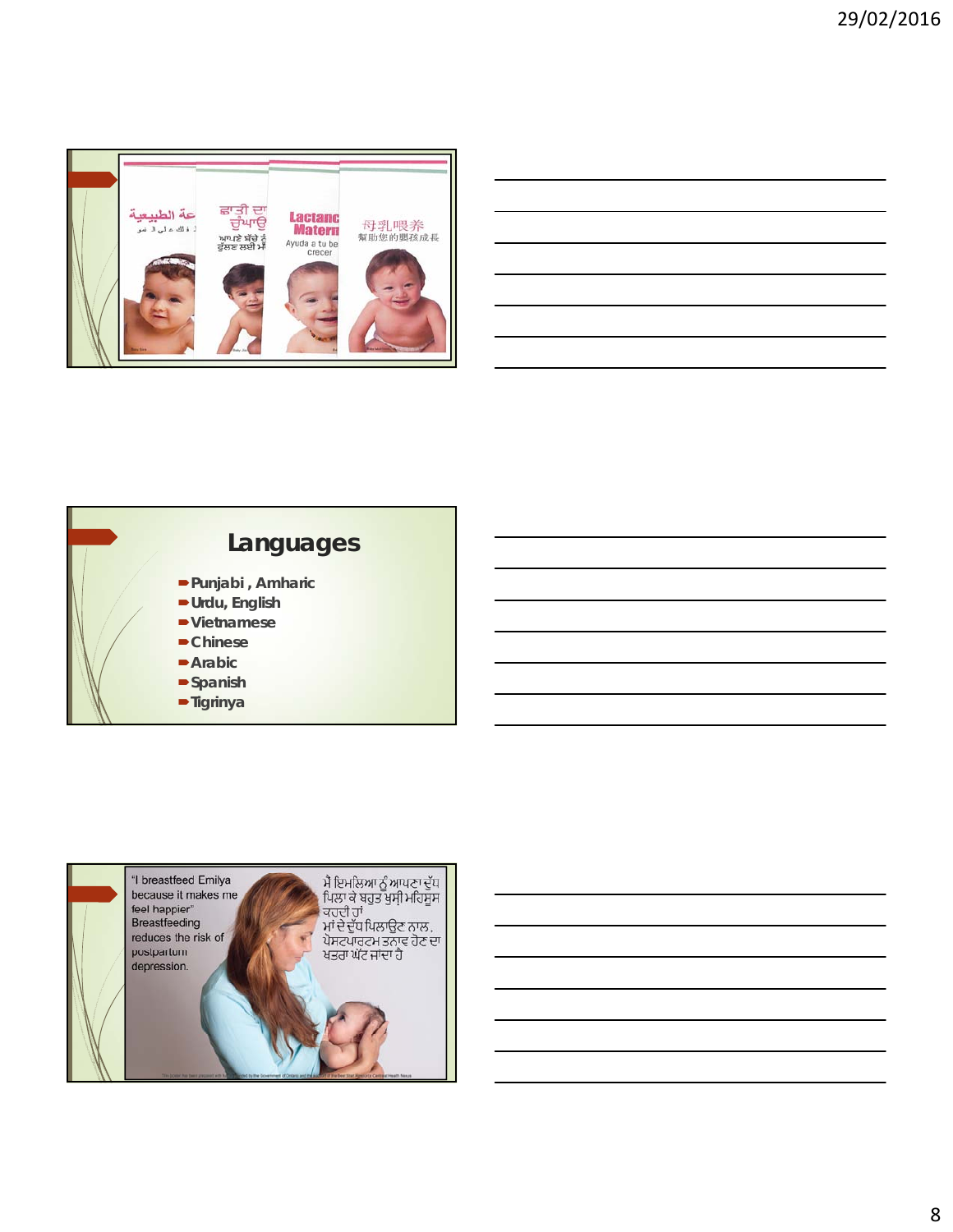## Languages

- Punjabi , Amharic
- Urdu, English
- Vietnamese
- Chinese
- Arabic
- Spanish
- Tigrinya

"I breastfeed Emilya because it makes me feel happier"
Breastfeeding reduces the risk of postpartum depression.

ਮੈਂ ਇਮਲਿਆ ਨੂੰ ਆਪਣਾ ਦੁੱਧ ਪਿਲਾ ਕੇ ਬਹੁਤ ਖੁਸ਼ੀ ਮਹਿਸੂਸ ਕਰਦੀ ਹਾਂ
ਮਾਂ ਦੇ ਦੁੱਧ ਪਿਲਾਉਣ ਨਾਲ, ਪੋਸਟਪਾਰਟਮ ਤਣਾਵ ਹੋਣ ਦਾ ਖਤਰਾ ਘੱਟ ਜਾਂਦਾ ਹੈ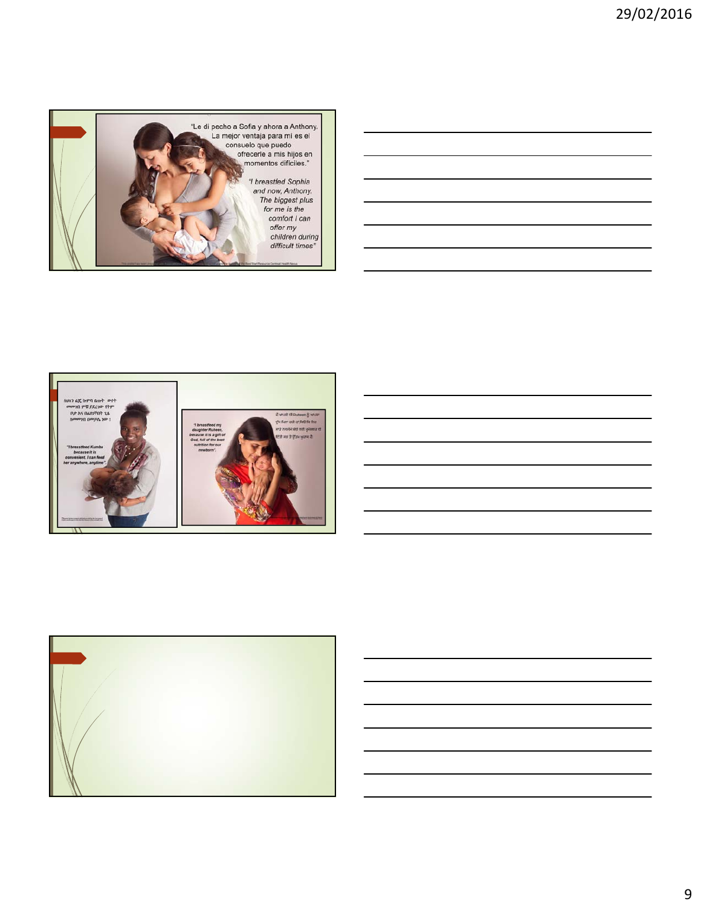"Le di pecho a Sofia y ahora a Anthony. La mejor ventaja para mi es el consuelo que puedo ofrecerle a mis hijos en momentos difíciles."

"I breastfed Sophia and now, Anthony. The biggest plus for me is the comfort I can offer my children during difficult times"

"I breastfeed Kumba because it is convenient. I can feed her anywhere, anytime".

"I breastfeed my daughter Ruteen, because it is a gift of God, full of the best nutrition for our newborn".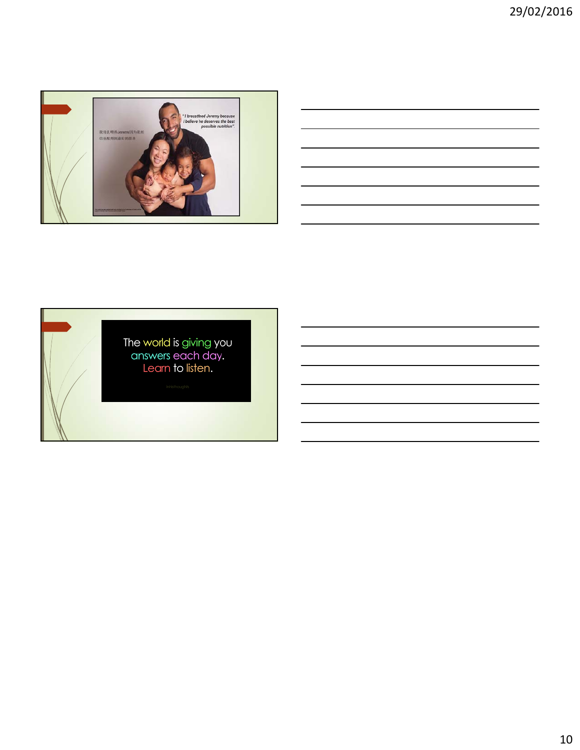"I breastfeed Jeremy because I believe he deserves the best possible nutrition".

我母乳喂养Jeremy因为我相信他应得到最好的营养

The world is giving you answers each day. Learn to listen.